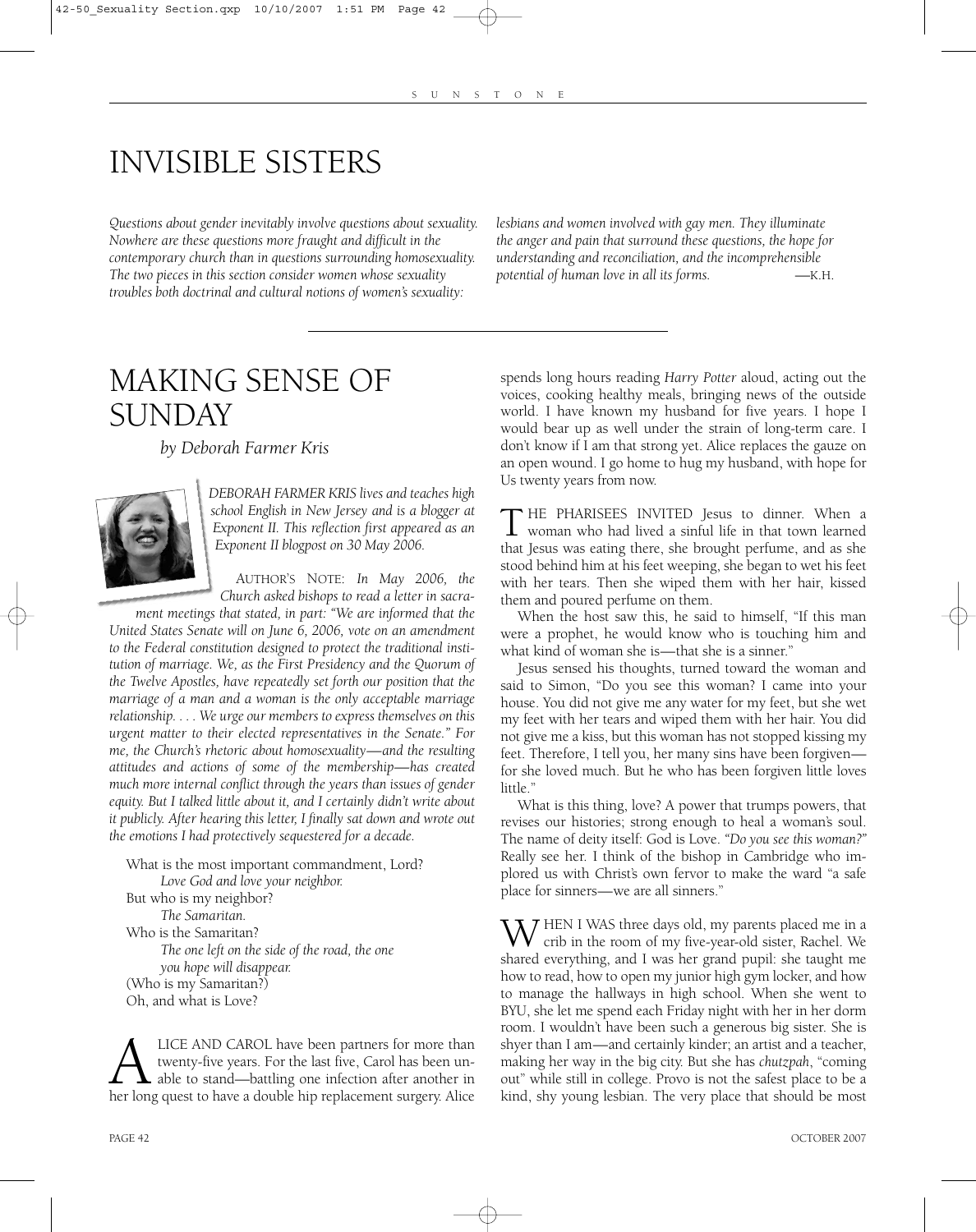# INVISIBLE SISTERS

*Questions about gender inevitably involve questions about sexuality. Nowhere are these questions more fraught and difficult in the contemporary church than in questions surrounding homosexuality. The two pieces in this section consider women whose sexuality troubles both doctrinal and cultural notions of women's sexuality: lesbians and women involved with gay men. They illuminate the anger and pain that surround these questions, the hope for understanding and reconciliation, and the incomprehensible potential of human love in all its forms.* —K.H.

---

# MAKING SENSE OF SUNDAY

*by Deborah Farmer Kris*

*DEBORAH FARMER KRIS lives and teaches high school English in New Jersey and is a blogger at Exponent II. This reflection first appeared as an Exponent II blogpost on 30 May 2006.*

AUTHOR'S NOTE: *In May 2006, the Church asked bishops to read a letter in sacrament meetings that stated, in part: "We are informed that the United States Senate will on June 6, 2006, vote on an amendment to the Federal constitution designed to protect the traditional institution of marriage. We, as the First Presidency and the Quorum of the Twelve Apostles, have repeatedly set forth our position that the marriage of a man and a woman is the only acceptable marriage relationship. . . . We urge our members to express themselves on this urgent matter to their elected representatives in the Senate." For me, the Church's rhetoric about homosexuality—and the resulting attitudes and actions of some of the membership—has created much more internal conflict through the years than issues of gender equity. But I talked little about it, and I certainly didn't write about it publicly. After hearing this letter, I finally sat down and wrote out the emotions I had protectively sequestered for a decade.*

What is the most important commandment, Lord?
*Love God and love your neighbor.*
But who is my neighbor?
*The Samaritan.*
Who is the Samaritan?
*The one left on the side of the road, the one you hope will disappear.*
(Who is my Samaritan?)
Oh, and what is Love?

ALICE AND CAROL have been partners for more than twenty-five years. For the last five, Carol has been unable to stand—battling one infection after another in her long quest to have a double hip replacement surgery. Alice spends long hours reading *Harry Potter* aloud, acting out the voices, cooking healthy meals, bringing news of the outside world. I have known my husband for five years. I hope I would bear up as well under the strain of long-term care. I don't know if I am that strong yet. Alice replaces the gauze on an open wound. I go home to hug my husband, with hope for Us twenty years from now.

THE PHARISEES INVITED Jesus to dinner. When a woman who had lived a sinful life in that town learned that Jesus was eating there, she brought perfume, and as she stood behind him at his feet weeping, she began to wet his feet with her tears. Then she wiped them with her hair, kissed them and poured perfume on them.

When the host saw this, he said to himself, "If this man were a prophet, he would know who is touching him and what kind of woman she is—that she is a sinner."

Jesus sensed his thoughts, turned toward the woman and said to Simon, "Do you see this woman? I came into your house. You did not give me any water for my feet, but she wet my feet with her tears and wiped them with her hair. You did not give me a kiss, but this woman has not stopped kissing my feet. Therefore, I tell you, her many sins have been forgiven—for she loved much. But he who has been forgiven little loves little."

What is this thing, love? A power that trumps powers, that revises our histories; strong enough to heal a woman's soul. The name of deity itself: God is Love. *"Do you see this woman?"* Really see her. I think of the bishop in Cambridge who implored us with Christ's own fervor to make the ward "a safe place for sinners—we are all sinners."

WHEN I WAS three days old, my parents placed me in a crib in the room of my five-year-old sister, Rachel. We shared everything, and I was her grand pupil: she taught me how to read, how to open my junior high gym locker, and how to manage the hallways in high school. When she went to BYU, she let me spend each Friday night with her in her dorm room. I wouldn't have been such a generous big sister. She is shyer than I am—and certainly kinder; an artist and a teacher, making her way in the big city. But she has *chutzpah*, "coming out" while still in college. Provo is not the safest place to be a kind, shy young lesbian. The very place that should be most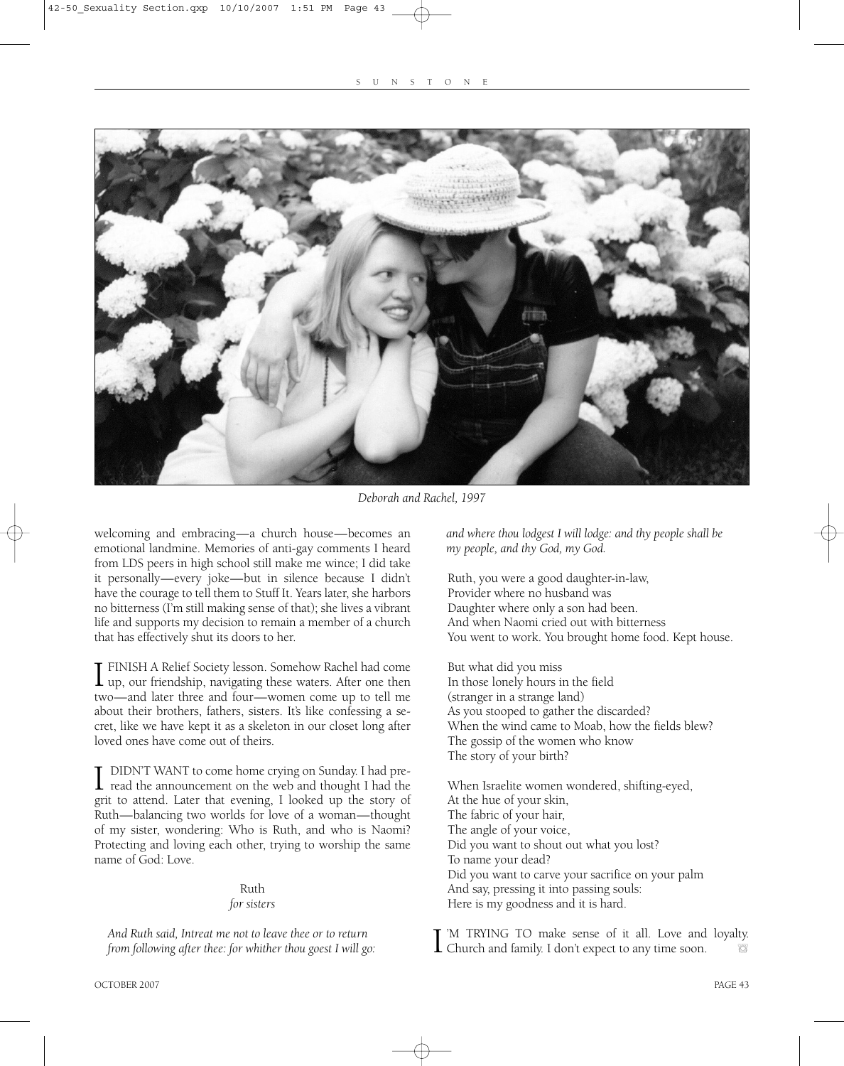*Deborah and Rachel, 1997*

welcoming and embracing—a church house—becomes an emotional landmine. Memories of anti-gay comments I heard from LDS peers in high school still make me wince; I did take it personally—every joke—but in silence because I didn't have the courage to tell them to Stuff It. Years later, she harbors no bitterness (I'm still making sense of that); she lives a vibrant life and supports my decision to remain a member of a church that has effectively shut its doors to her.

I FINISH A Relief Society lesson. Somehow Rachel had come up, our friendship, navigating these waters. After one then two—and later three and four—women come up to tell me about their brothers, fathers, sisters. It's like confessing a secret, like we have kept it as a skeleton in our closet long after loved ones have come out of theirs.

I DIDN'T WANT to come home crying on Sunday. I had pre-read the announcement on the web and thought I had the grit to attend. Later that evening, I looked up the story of Ruth—balancing two worlds for love of a woman—thought of my sister, wondering: Who is Ruth, and who is Naomi? Protecting and loving each other, trying to worship the same name of God: Love.

### Ruth
*for sisters*

*And Ruth said, Intreat me not to leave thee or to return from following after thee: for whither thou goest I will go: and where thou lodgest I will lodge: and thy people shall be my people, and thy God, my God.*

Ruth, you were a good daughter-in-law,
Provider where no husband was
Daughter where only a son had been.
And when Naomi cried out with bitterness
You went to work. You brought home food. Kept house.

But what did you miss
In those lonely hours in the field
(stranger in a strange land)
As you stooped to gather the discarded?
When the wind came to Moab, how the fields blew?
The gossip of the women who know
The story of your birth?

When Israelite women wondered, shifting-eyed,
At the hue of your skin,
The fabric of your hair,
The angle of your voice,
Did you want to shout out what you lost?
To name your dead?
Did you want to carve your sacrifice on your palm
And say, pressing it into passing souls:
Here is my goodness and it is hard.

I'M TRYING TO make sense of it all. Love and loyalty. Church and family. I don't expect to any time soon.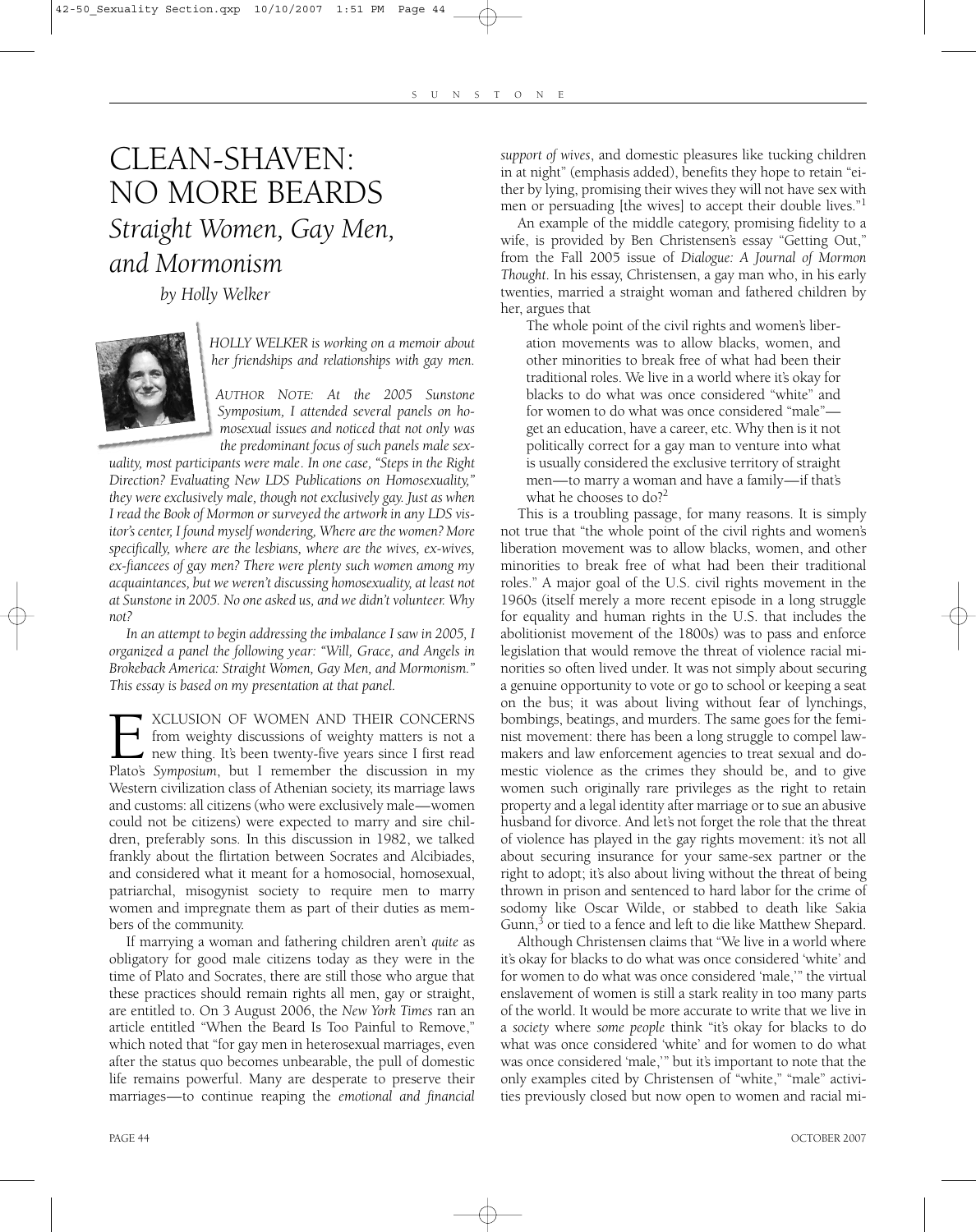# CLEAN-SHAVEN: NO MORE BEARDS

## *Straight Women, Gay Men, and Mormonism*

*by Holly Welker*

*HOLLY WELKER is working on a memoir about her friendships and relationships with gay men.*

*AUTHOR NOTE: At the 2005 Sunstone Symposium, I attended several panels on homosexual issues and noticed that not only was the predominant focus of such panels male sexuality, most participants were male. In one case, "Steps in the Right Direction? Evaluating New LDS Publications on Homosexuality," they were exclusively male, though not exclusively gay. Just as when I read the Book of Mormon or surveyed the artwork in any LDS visitor's center, I found myself wondering, Where are the women? More specifically, where are the lesbians, where are the wives, ex-wives, ex-fiancees of gay men? There were plenty such women among my acquaintances, but we weren't discussing homosexuality, at least not at Sunstone in 2005. No one asked us, and we didn't volunteer. Why not?*

*In an attempt to begin addressing the imbalance I saw in 2005, I organized a panel the following year: "Will, Grace, and Angels in Brokeback America: Straight Women, Gay Men, and Mormonism." This essay is based on my presentation at that panel.*

EXCLUSION OF WOMEN AND THEIR CONCERNS from weighty discussions of weighty matters is not a new thing. It's been twenty-five years since I first read Plato's *Symposium*, but I remember the discussion in my Western civilization class of Athenian society, its marriage laws and customs: all citizens (who were exclusively male—women could not be citizens) were expected to marry and sire children, preferably sons. In this discussion in 1982, we talked frankly about the flirtation between Socrates and Alcibiades, and considered what it meant for a homosocial, homosexual, patriarchal, misogynist society to require men to marry women and impregnate them as part of their duties as members of the community.

If marrying a woman and fathering children aren't *quite* as obligatory for good male citizens today as they were in the time of Plato and Socrates, there are still those who argue that these practices should remain rights all men, gay or straight, are entitled to. On 3 August 2006, the *New York Times* ran an article entitled "When the Beard Is Too Painful to Remove," which noted that "for gay men in heterosexual marriages, even after the status quo becomes unbearable, the pull of domestic life remains powerful. Many are desperate to preserve their marriages—to continue reaping the *emotional and financial support of wives*, and domestic pleasures like tucking children in at night" (emphasis added), benefits they hope to retain "either by lying, promising their wives they will not have sex with men or persuading [the wives] to accept their double lives."[1]

An example of the middle category, promising fidelity to a wife, is provided by Ben Christensen's essay "Getting Out," from the Fall 2005 issue of *Dialogue: A Journal of Mormon Thought*. In his essay, Christensen, a gay man who, in his early twenties, married a straight woman and fathered children by her, argues that

> The whole point of the civil rights and women's liberation movements was to allow blacks, women, and other minorities to break free of what had been their traditional roles. We live in a world where it's okay for blacks to do what was once considered "white" and for women to do what was once considered "male"—get an education, have a career, etc. Why then is it not politically correct for a gay man to venture into what is usually considered the exclusive territory of straight men—to marry a woman and have a family—if that's what he chooses to do?[2]

This is a troubling passage, for many reasons. It is simply not true that "the whole point of the civil rights and women's liberation movement was to allow blacks, women, and other minorities to break free of what had been their traditional roles." A major goal of the U.S. civil rights movement in the 1960s (itself merely a more recent episode in a long struggle for equality and human rights in the U.S. that includes the abolitionist movement of the 1800s) was to pass and enforce legislation that would remove the threat of violence racial minorities so often lived under. It was not simply about securing a genuine opportunity to vote or go to school or keeping a seat on the bus; it was about living without fear of lynchings, bombings, beatings, and murders. The same goes for the feminist movement: there has been a long struggle to compel lawmakers and law enforcement agencies to treat sexual and domestic violence as the crimes they should be, and to give women such originally rare privileges as the right to retain property and a legal identity after marriage or to sue an abusive husband for divorce. And let's not forget the role that the threat of violence has played in the gay rights movement: it's not all about securing insurance for your same-sex partner or the right to adopt; it's also about living without the threat of being thrown in prison and sentenced to hard labor for the crime of sodomy like Oscar Wilde, or stabbed to death like Sakia Gunn,[3] or tied to a fence and left to die like Matthew Shepard.

Although Christensen claims that "We live in a world where it's okay for blacks to do what was once considered 'white' and for women to do what was once considered 'male,'" the virtual enslavement of women is still a stark reality in too many parts of the world. It would be more accurate to write that we live in a *society* where *some people* think "it's okay for blacks to do what was once considered 'white' and for women to do what was once considered 'male,'" but it's important to note that the only examples cited by Christensen of "white," "male" activities previously closed but now open to women and racial mi-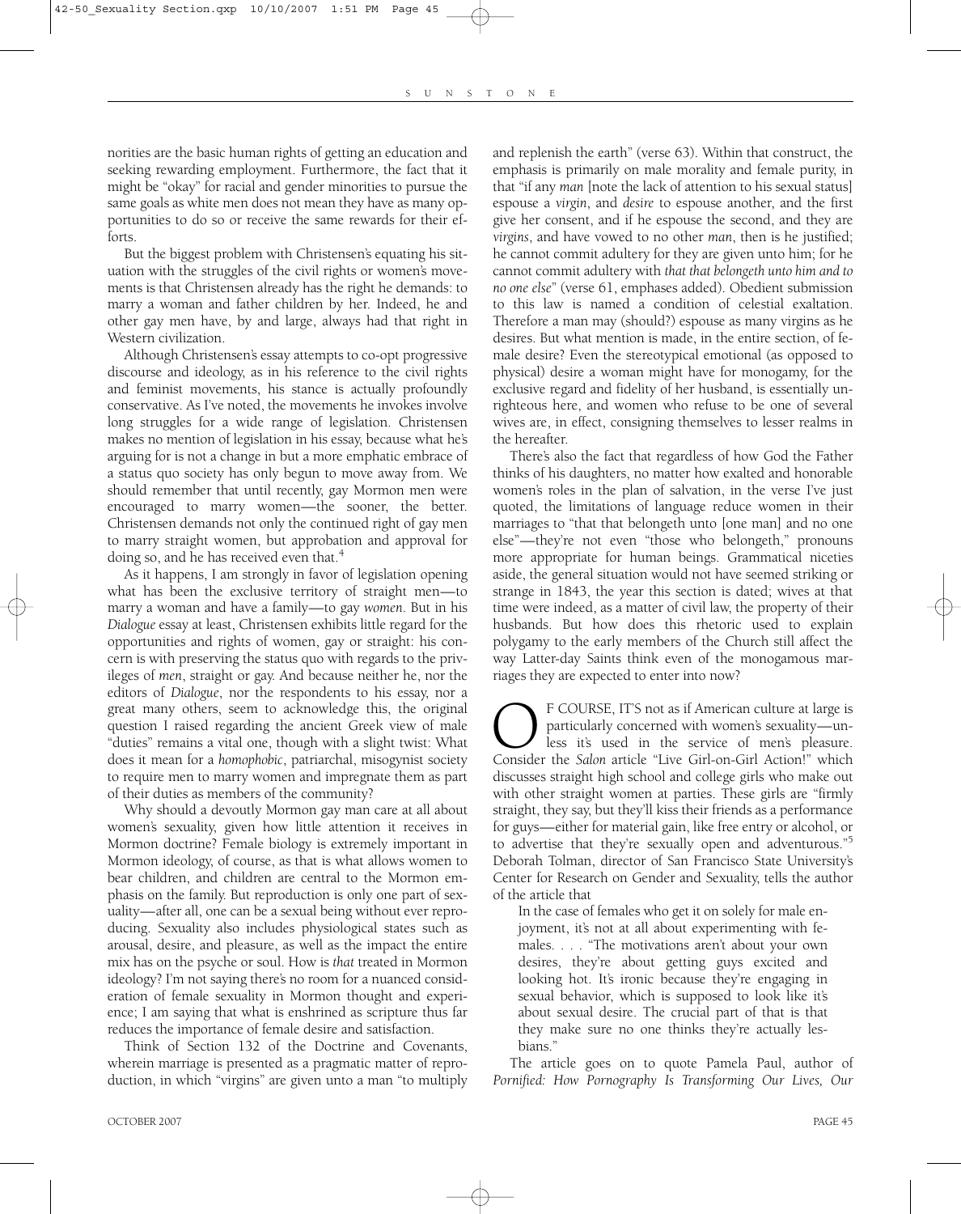norities are the basic human rights of getting an education and seeking rewarding employment. Furthermore, the fact that it might be "okay" for racial and gender minorities to pursue the same goals as white men does not mean they have as many opportunities to do so or receive the same rewards for their efforts.

But the biggest problem with Christensen's equating his situation with the struggles of the civil rights or women's movements is that Christensen already has the right he demands: to marry a woman and father children by her. Indeed, he and other gay men have, by and large, always had that right in Western civilization.

Although Christensen's essay attempts to co-opt progressive discourse and ideology, as in his reference to the civil rights and feminist movements, his stance is actually profoundly conservative. As I've noted, the movements he invokes involve long struggles for a wide range of legislation. Christensen makes no mention of legislation in his essay, because what he's arguing for is not a change in but a more emphatic embrace of a status quo society has only begun to move away from. We should remember that until recently, gay Mormon men were encouraged to marry women—the sooner, the better. Christensen demands not only the continued right of gay men to marry straight women, but approbation and approval for doing so, and he has received even that.[4]

As it happens, I am strongly in favor of legislation opening what has been the exclusive territory of straight men—to marry a woman and have a family—to gay *women*. But in his *Dialogue* essay at least, Christensen exhibits little regard for the opportunities and rights of women, gay or straight: his concern is with preserving the status quo with regards to the privileges of *men*, straight or gay. And because neither he, nor the editors of *Dialogue*, nor the respondents to his essay, nor a great many others, seem to acknowledge this, the original question I raised regarding the ancient Greek view of male "duties" remains a vital one, though with a slight twist: What does it mean for a *homophobic*, patriarchal, misogynist society to require men to marry women and impregnate them as part of their duties as members of the community?

Why should a devoutly Mormon gay man care at all about women's sexuality, given how little attention it receives in Mormon doctrine? Female biology is extremely important in Mormon ideology, of course, as that is what allows women to bear children, and children are central to the Mormon emphasis on the family. But reproduction is only one part of sexuality—after all, one can be a sexual being without ever reproducing. Sexuality also includes physiological states such as arousal, desire, and pleasure, as well as the impact the entire mix has on the psyche or soul. How is *that* treated in Mormon ideology? I'm not saying there's no room for a nuanced consideration of female sexuality in Mormon thought and experience; I am saying that what is enshrined as scripture thus far reduces the importance of female desire and satisfaction.

Think of Section 132 of the Doctrine and Covenants, wherein marriage is presented as a pragmatic matter of reproduction, in which "virgins" are given unto a man "to multiply and replenish the earth" (verse 63). Within that construct, the emphasis is primarily on male morality and female purity, in that "if any *man* [note the lack of attention to his sexual status] espouse a *virgin*, and *desire* to espouse another, and the first give her consent, and if he espouse the second, and they are *virgins*, and have vowed to no other *man*, then is he justified; he cannot commit adultery for they are given unto him; for he cannot commit adultery with *that that belongeth unto him and to no one else*" (verse 61, emphases added). Obedient submission to this law is named a condition of celestial exaltation. Therefore a man may (should?) espouse as many virgins as he desires. But what mention is made, in the entire section, of female desire? Even the stereotypical emotional (as opposed to physical) desire a woman might have for monogamy, for the exclusive regard and fidelity of her husband, is essentially unrighteous here, and women who refuse to be one of several wives are, in effect, consigning themselves to lesser realms in the hereafter.

There's also the fact that regardless of how God the Father thinks of his daughters, no matter how exalted and honorable women's roles in the plan of salvation, in the verse I've just quoted, the limitations of language reduce women in their marriages to "that that belongeth unto [one man] and no one else"—they're not even "those who belongeth," pronouns more appropriate for human beings. Grammatical niceties aside, the general situation would not have seemed striking or strange in 1843, the year this section is dated; wives at that time were indeed, as a matter of civil law, the property of their husbands. But how does this rhetoric used to explain polygamy to the early members of the Church still affect the way Latter-day Saints think even of the monogamous marriages they are expected to enter into now?

OF COURSE, IT'S NOT as if American culture at large is particularly concerned with women's sexuality—unless it's used in the service of men's pleasure. Consider the *Salon* article "Live Girl-on-Girl Action!" which discusses straight high school and college girls who make out with other straight women at parties. These girls are "firmly straight, they say, but they'll kiss their friends as a performance for guys—either for material gain, like free entry or alcohol, or to advertise that they're sexually open and adventurous."[5] Deborah Tolman, director of San Francisco State University's Center for Research on Gender and Sexuality, tells the author of the article that

> In the case of females who get it on solely for male enjoyment, it's not at all about experimenting with females. . . . "The motivations aren't about your own desires, they're about getting guys excited and looking hot. It's ironic because they're engaging in sexual behavior, which is supposed to look like it's about sexual desire. The crucial part of that is that they make sure no one thinks they're actually lesbians."

The article goes on to quote Pamela Paul, author of *Pornified: How Pornography Is Transforming Our Lives, Our*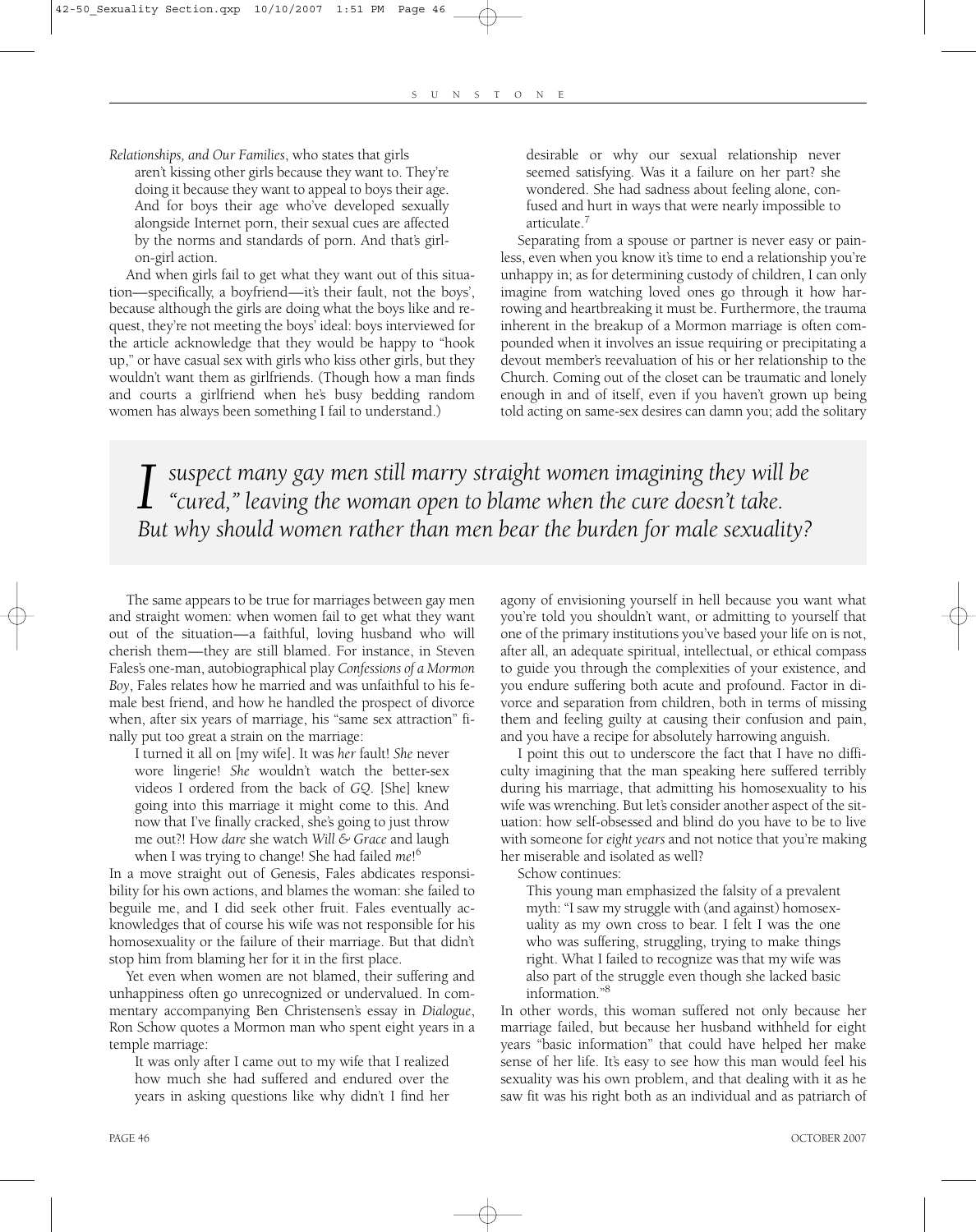*Relationships, and Our Families*, who states that girls

> aren't kissing other girls because they want to. They're doing it because they want to appeal to boys their age. And for boys their age who've developed sexually alongside Internet porn, their sexual cues are affected by the norms and standards of porn. And that's girl-on-girl action.

And when girls fail to get what they want out of this situation—specifically, a boyfriend—it's their fault, not the boys', because although the girls are doing what the boys like and request, they're not meeting the boys' ideal: boys interviewed for the article acknowledge that they would be happy to "hook up," or have casual sex with girls who kiss other girls, but they wouldn't want them as girlfriends. (Though how a man finds and courts a girlfriend when he's busy bedding random women has always been something I fail to understand.)

The same appears to be true for marriages between gay men and straight women: when women fail to get what they want out of the situation—a faithful, loving husband who will cherish them—they are still blamed. For instance, in Steven Fales's one-man, autobiographical play *Confessions of a Mormon Boy*, Fales relates how he married and was unfaithful to his female best friend, and how he handled the prospect of divorce when, after six years of marriage, his "same sex attraction" finally put too great a strain on the marriage:

> I turned it all on [my wife]. It was *her* fault! *She* never wore lingerie! *She* wouldn't watch the better-sex videos I ordered from the back of *GQ*. [She] knew going into this marriage it might come to this. And now that I've finally cracked, she's going to just throw me out?! How *dare* she watch *Will & Grace* and laugh when I was trying to change! She had failed *me*![6]

In a move straight out of Genesis, Fales abdicates responsibility for his own actions, and blames the woman: she failed to beguile me, and I did seek other fruit. Fales eventually acknowledges that of course his wife was not responsible for his homosexuality or the failure of their marriage. But that didn't stop him from blaming her for it in the first place.

Yet even when women are not blamed, their suffering and unhappiness often go unrecognized or undervalued. In commentary accompanying Ben Christensen's essay in *Dialogue*, Ron Schow quotes a Mormon man who spent eight years in a temple marriage:

> It was only after I came out to my wife that I realized how much she had suffered and endured over the years in asking questions like why didn't I find her desirable or why our sexual relationship never seemed satisfying. Was it a failure on her part? she wondered. She had sadness about feeling alone, confused and hurt in ways that were nearly impossible to articulate.[7]

Separating from a spouse or partner is never easy or painless, even when you know it's time to end a relationship you're unhappy in; as for determining custody of children, I can only imagine from watching loved ones go through it how harrowing and heartbreaking it must be. Furthermore, the trauma inherent in the breakup of a Mormon marriage is often compounded when it involves an issue requiring or precipitating a devout member's reevaluation of his or her relationship to the Church. Coming out of the closet can be traumatic and lonely enough in and of itself, even if you haven't grown up being told acting on same-sex desires can damn you; add the solitary agony of envisioning yourself in hell because you want what you're told you shouldn't want, or admitting to yourself that one of the primary institutions you've based your life on is not, after all, an adequate spiritual, intellectual, or ethical compass to guide you through the complexities of your existence, and you endure suffering both acute and profound. Factor in divorce and separation from children, both in terms of missing them and feeling guilty at causing their confusion and pain, and you have a recipe for absolutely harrowing anguish.

> *I suspect many gay men still marry straight women imagining they will be "cured," leaving the woman open to blame when the cure doesn't take. But why should women rather than men bear the burden for male sexuality?*

I point this out to underscore the fact that I have no difficulty imagining that the man speaking here suffered terribly during his marriage, that admitting his homosexuality to his wife was wrenching. But let's consider another aspect of the situation: how self-obsessed and blind do you have to be to live with someone for *eight years* and not notice that you're making her miserable and isolated as well?

Schow continues:

> This young man emphasized the falsity of a prevalent myth: "I saw my struggle with (and against) homosexuality as my own cross to bear. I felt I was the one who was suffering, struggling, trying to make things right. What I failed to recognize was that my wife was also part of the struggle even though she lacked basic information."[8]

In other words, this woman suffered not only because her marriage failed, but because her husband withheld for eight years "basic information" that could have helped her make sense of her life. It's easy to see how this man would feel his sexuality was his own problem, and that dealing with it as he saw fit was his right both as an individual and as patriarch of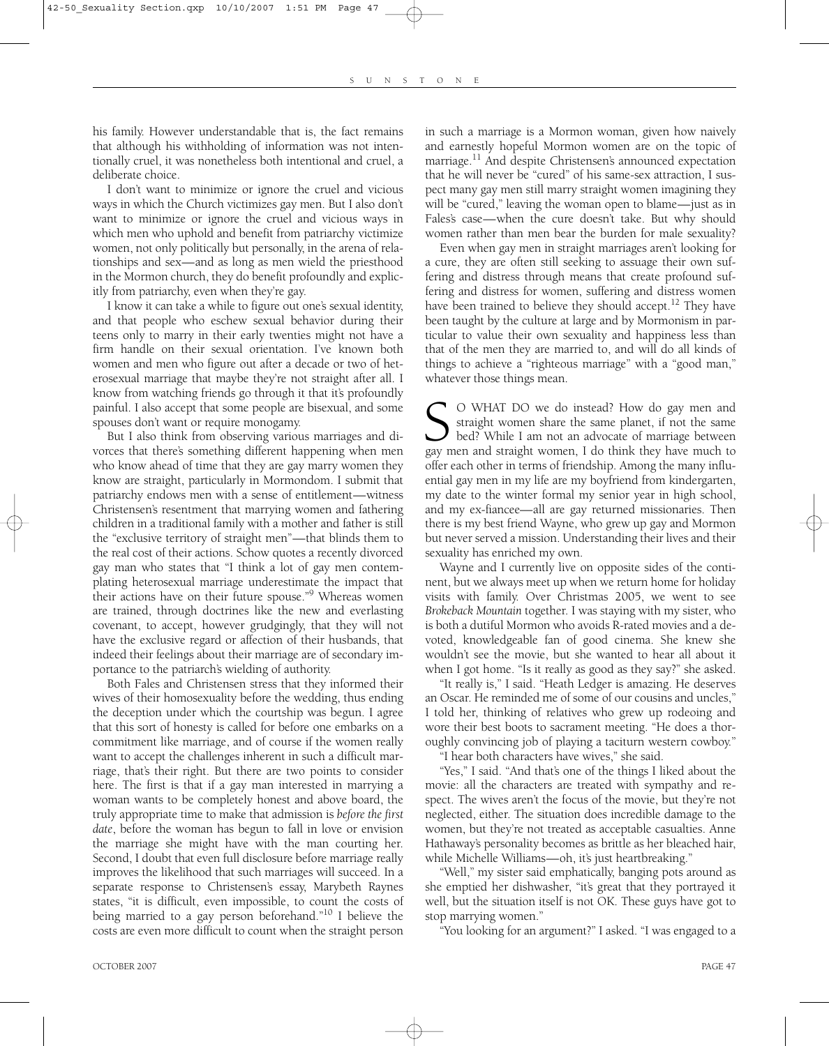his family. However understandable that is, the fact remains that although his withholding of information was not intentionally cruel, it was nonetheless both intentional and cruel, a deliberate choice.

I don't want to minimize or ignore the cruel and vicious ways in which the Church victimizes gay men. But I also don't want to minimize or ignore the cruel and vicious ways in which men who uphold and benefit from patriarchy victimize women, not only politically but personally, in the arena of relationships and sex—and as long as men wield the priesthood in the Mormon church, they do benefit profoundly and explicitly from patriarchy, even when they're gay.

I know it can take a while to figure out one's sexual identity, and that people who eschew sexual behavior during their teens only to marry in their early twenties might not have a firm handle on their sexual orientation. I've known both women and men who figure out after a decade or two of heterosexual marriage that maybe they're not straight after all. I know from watching friends go through it that it's profoundly painful. I also accept that some people are bisexual, and some spouses don't want or require monogamy.

But I also think from observing various marriages and divorces that there's something different happening when men who know ahead of time that they are gay marry women they know are straight, particularly in Mormondom. I submit that patriarchy endows men with a sense of entitlement—witness Christensen's resentment that marrying women and fathering children in a traditional family with a mother and father is still the "exclusive territory of straight men"—that blinds them to the real cost of their actions. Schow quotes a recently divorced gay man who states that "I think a lot of gay men contemplating heterosexual marriage underestimate the impact that their actions have on their future spouse."[9] Whereas women are trained, through doctrines like the new and everlasting covenant, to accept, however grudgingly, that they will not have the exclusive regard or affection of their husbands, that indeed their feelings about their marriage are of secondary importance to the patriarch's wielding of authority.

Both Fales and Christensen stress that they informed their wives of their homosexuality before the wedding, thus ending the deception under which the courtship was begun. I agree that this sort of honesty is called for before one embarks on a commitment like marriage, and of course if the women really want to accept the challenges inherent in such a difficult marriage, that's their right. But there are two points to consider here. The first is that if a gay man interested in marrying a woman wants to be completely honest and above board, the truly appropriate time to make that admission is *before the first date*, before the woman has begun to fall in love or envision the marriage she might have with the man courting her. Second, I doubt that even full disclosure before marriage really improves the likelihood that such marriages will succeed. In a separate response to Christensen's essay, Marybeth Raynes states, "it is difficult, even impossible, to count the costs of being married to a gay person beforehand."[10] I believe the costs are even more difficult to count when the straight person in such a marriage is a Mormon woman, given how naively and earnestly hopeful Mormon women are on the topic of marriage.[11] And despite Christensen's announced expectation that he will never be "cured" of his same-sex attraction, I suspect many gay men still marry straight women imagining they will be "cured," leaving the woman open to blame—just as in Fales's case—when the cure doesn't take. But why should women rather than men bear the burden for male sexuality?

Even when gay men in straight marriages aren't looking for a cure, they are often still seeking to assuage their own suffering and distress through means that create profound suffering and distress for women, suffering and distress women have been trained to believe they should accept.[12] They have been taught by the culture at large and by Mormonism in particular to value their own sexuality and happiness less than that of the men they are married to, and will do all kinds of things to achieve a "righteous marriage" with a "good man," whatever those things mean.

SO WHAT DO we do instead? How do gay men and straight women share the same planet, if not the same bed? While I am not an advocate of marriage between gay men and straight women, I do think they have much to offer each other in terms of friendship. Among the many influential gay men in my life are my boyfriend from kindergarten, my date to the winter formal my senior year in high school, and my ex-fiancee—all are gay returned missionaries. Then there is my best friend Wayne, who grew up gay and Mormon but never served a mission. Understanding their lives and their sexuality has enriched my own.

Wayne and I currently live on opposite sides of the continent, but we always meet up when we return home for holiday visits with family. Over Christmas 2005, we went to see *Brokeback Mountain* together. I was staying with my sister, who is both a dutiful Mormon who avoids R-rated movies and a devoted, knowledgeable fan of good cinema. She knew she wouldn't see the movie, but she wanted to hear all about it when I got home. "Is it really as good as they say?" she asked.

"It really is," I said. "Heath Ledger is amazing. He deserves an Oscar. He reminded me of some of our cousins and uncles," I told her, thinking of relatives who grew up rodeoing and wore their best boots to sacrament meeting. "He does a thoroughly convincing job of playing a taciturn western cowboy."

"I hear both characters have wives," she said.

"Yes," I said. "And that's one of the things I liked about the movie: all the characters are treated with sympathy and respect. The wives aren't the focus of the movie, but they're not neglected, either. The situation does incredible damage to the women, but they're not treated as acceptable casualties. Anne Hathaway's personality becomes as brittle as her bleached hair, while Michelle Williams—oh, it's just heartbreaking."

"Well," my sister said emphatically, banging pots around as she emptied her dishwasher, "it's great that they portrayed it well, but the situation itself is not OK. These guys have got to stop marrying women."

"You looking for an argument?" I asked. "I was engaged to a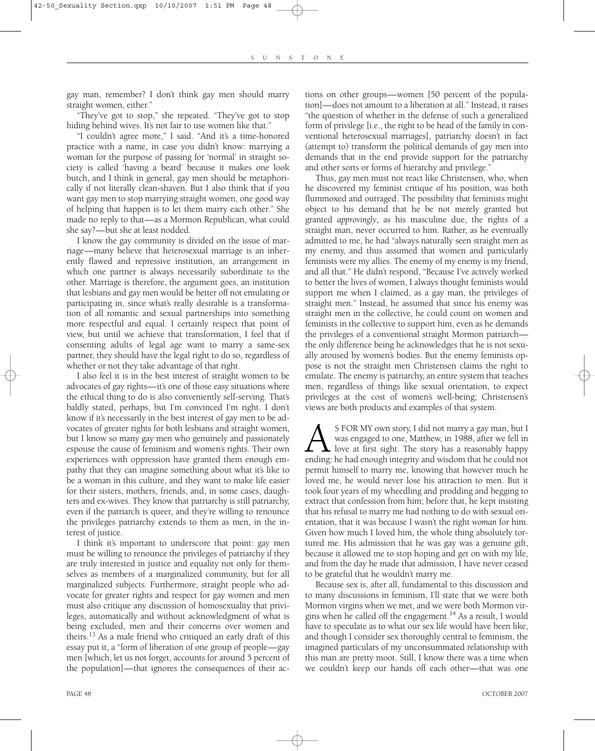gay man, remember? I don't think gay men should marry straight women, either."

"They've got to stop," she repeated. "They've got to stop hiding behind wives. It's not fair to use women like that."

"I couldn't agree more," I said. "And it's a time-honored practice with a name, in case you didn't know: marrying a woman for the purpose of passing for 'normal' in straight society is called 'having a beard' because it makes one look butch, and I think in general, gay men should be metaphorically if not literally clean-shaven. But I also think that if you want gay men to stop marrying straight women, one good way of helping that happen is to let them marry each other." She made no reply to that—as a Mormon Republican, what could she say?—but she at least nodded.

I know the gay community is divided on the issue of marriage—many believe that heterosexual marriage is an inherently flawed and repressive institution, an arrangement in which one partner is always necessarily subordinate to the other. Marriage is therefore, the argument goes, an institution that lesbians and gay men would be better off not emulating or participating in, since what's really desirable is a transformation of all romantic and sexual partnerships into something more respectful and equal. I certainly respect that point of view, but until we achieve that transformation, I feel that if consenting adults of legal age want to marry a same-sex partner, they should have the legal right to do so, regardless of whether or not they take advantage of that right.

I also feel it is in the best interest of straight women to be advocates of gay rights—it's one of those easy situations where the ethical thing to do is also conveniently self-serving. That's baldly stated, perhaps, but I'm convinced I'm right. I don't know if it's necessarily in the best interest of gay men to be advocates of greater rights for both lesbians and straight women, but I know so many gay men who genuinely and passionately espouse the cause of feminism and women's rights. Their own experiences with oppression have granted them enough empathy that they can imagine something about what it's like to be a woman in this culture, and they want to make life easier for their sisters, mothers, friends, and, in some cases, daughters and ex-wives. They know that patriarchy is still patriarchy, even if the patriarch is queer, and they're willing to renounce the privileges patriarchy extends to them as men, in the interest of justice.

I think it's important to underscore that point: gay men must be willing to renounce the privileges of patriarchy if they are truly interested in justice and equality not only for themselves as members of a marginalized community, but for all marginalized subjects. Furthermore, straight people who advocate for greater rights and respect for gay women and men must also critique any discussion of homosexuality that privileges, automatically and without acknowledgment of what is being excluded, men and their concerns over women and theirs.[13] As a male friend who critiqued an early draft of this essay put it, a "form of liberation of one group of people—gay men [which, let us not forget, accounts for around 5 percent of the population]—that ignores the consequences of their actions on other groups—women [50 percent of the population]—does not amount to a liberation at all." Instead, it raises "the question of whether in the defense of such a generalized form of privilege [i.e., the right to be head of the family in conventional heterosexual marriages], patriarchy doesn't in fact (attempt to) transform the political demands of gay men into demands that in the end provide support for the patriarchy and other sorts or forms of hierarchy and privilege."

Thus, gay men must not react like Christensen, who, when he discovered my feminist critique of his position, was both flummoxed and outraged. The possibility that feminists might object to his demand that he be not merely granted but granted *approvingly*, as his masculine due, the rights of a straight man, never occurred to him. Rather, as he eventually admitted to me, he had "always naturally seen straight men as my enemy, and thus assumed that women and particularly feminists were my allies. The enemy of my enemy is my friend, and all that." He didn't respond, "Because I've actively worked to better the lives of women, I always thought feminists would support me when I claimed, as a gay man, the privileges of straight men." Instead, he assumed that since his enemy was straight men in the collective, he could count on women and feminists in the collective to support him, even as he demands the privileges of a conventional straight Mormon patriarch—the only difference being he acknowledges that he is not sexually aroused by women's bodies. But the enemy feminists oppose is not the straight men Christensen claims the right to emulate. The enemy is patriarchy, an entire system that teaches men, regardless of things like sexual orientation, to expect privileges at the cost of women's well-being; Christensen's views are both products and examples of that system.

As FOR MY own story, I did not marry a gay man, but I was engaged to one, Matthew, in 1988, after we fell in love at first sight. The story has a reasonably happy ending: he had enough integrity and wisdom that he could not permit himself to marry me, knowing that however much he loved me, he would never lose his attraction to men. But it took four years of my wheedling and prodding and begging to extract that confession from him; before that, he kept insisting that his refusal to marry me had nothing to do with sexual orientation, that it was because I wasn't the right *woman* for him. Given how much I loved him, the whole thing absolutely tortured me. His admission that he was gay was a genuine gift, because it allowed me to stop hoping and get on with my life, and from the day he made that admission, I have never ceased to be grateful that he wouldn't marry me.

Because sex is, after all, fundamental to this discussion and to many discussions in feminism, I'll state that we were both Mormon virgins when we met, and we were both Mormon virgins when he called off the engagement.[14] As a result, I would have to speculate as to what our sex life would have been like, and though I consider sex thoroughly central to feminism, the imagined particulars of my unconsummated relationship with this man are pretty moot. Still, I know there was a time when we couldn't keep our hands off each other—that was one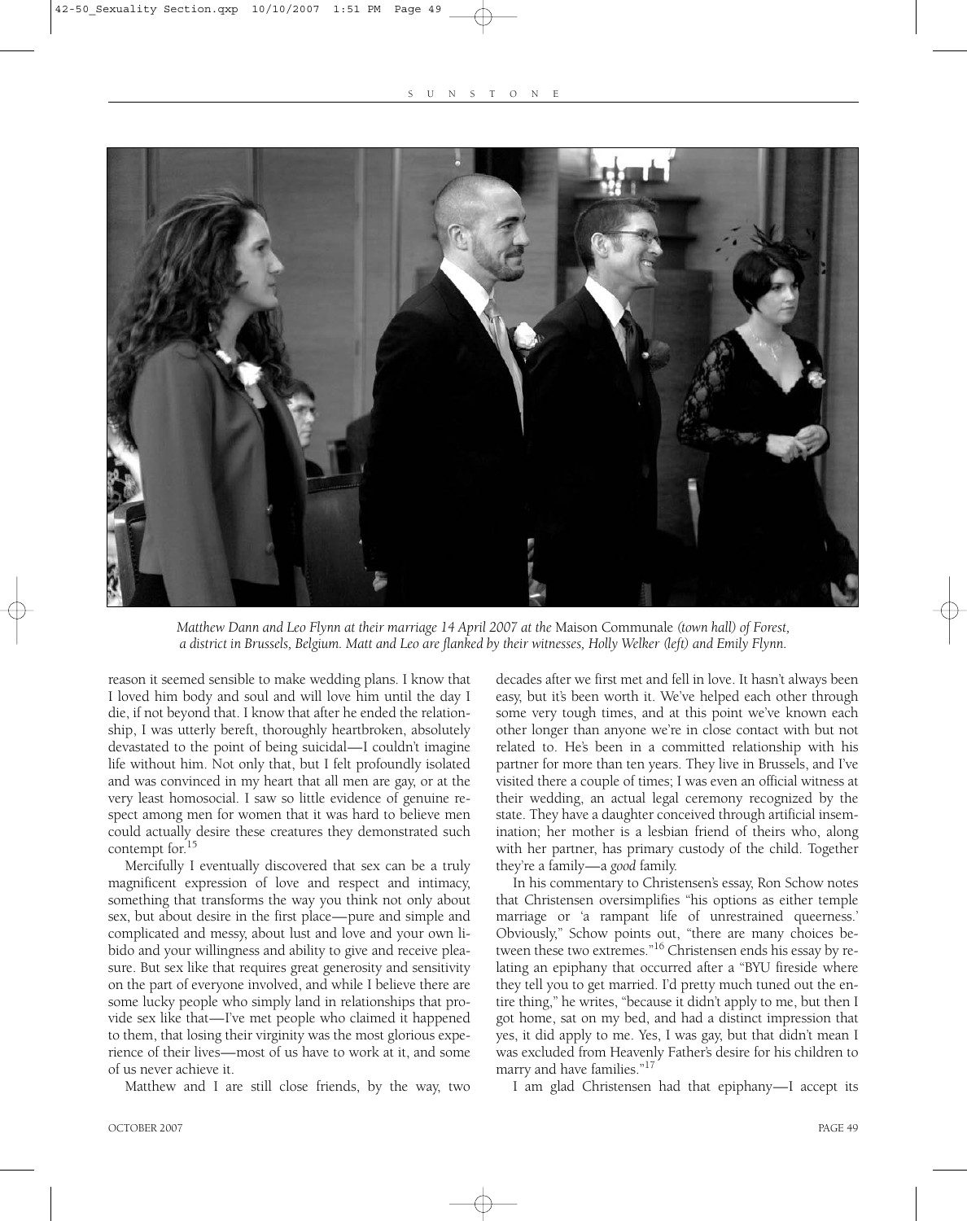*Matthew Dann and Leo Flynn at their marriage 14 April 2007 at the* Maison Communale *(town hall) of Forest, a district in Brussels, Belgium. Matt and Leo are flanked by their witnesses, Holly Welker (left) and Emily Flynn.*

reason it seemed sensible to make wedding plans. I know that I loved him body and soul and will love him until the day I die, if not beyond that. I know that after he ended the relationship, I was utterly bereft, thoroughly heartbroken, absolutely devastated to the point of being suicidal—I couldn't imagine life without him. Not only that, but I felt profoundly isolated and was convinced in my heart that all men are gay, or at the very least homosocial. I saw so little evidence of genuine respect among men for women that it was hard to believe men could actually desire these creatures they demonstrated such contempt for.[15]

Mercifully I eventually discovered that sex can be a truly magnificent expression of love and respect and intimacy, something that transforms the way you think not only about sex, but about desire in the first place—pure and simple and complicated and messy, about lust and love and your own libido and your willingness and ability to give and receive pleasure. But sex like that requires great generosity and sensitivity on the part of everyone involved, and while I believe there are some lucky people who simply land in relationships that provide sex like that—I've met people who claimed it happened to them, that losing their virginity was the most glorious experience of their lives—most of us have to work at it, and some of us never achieve it.

Matthew and I are still close friends, by the way, two decades after we first met and fell in love. It hasn't always been easy, but it's been worth it. We've helped each other through some very tough times, and at this point we've known each other longer than anyone we're in close contact with but not related to. He's been in a committed relationship with his partner for more than ten years. They live in Brussels, and I've visited there a couple of times; I was even an official witness at their wedding, an actual legal ceremony recognized by the state. They have a daughter conceived through artificial insemination; her mother is a lesbian friend of theirs who, along with her partner, has primary custody of the child. Together they're a family—a *good* family.

In his commentary to Christensen's essay, Ron Schow notes that Christensen oversimplifies "his options as either temple marriage or 'a rampant life of unrestrained queerness.' Obviously," Schow points out, "there are many choices between these two extremes."[16] Christensen ends his essay by relating an epiphany that occurred after a "BYU fireside where they tell you to get married. I'd pretty much tuned out the entire thing," he writes, "because it didn't apply to me, but then I got home, sat on my bed, and had a distinct impression that yes, it did apply to me. Yes, I was gay, but that didn't mean I was excluded from Heavenly Father's desire for his children to marry and have families."[17]

I am glad Christensen had that epiphany—I accept its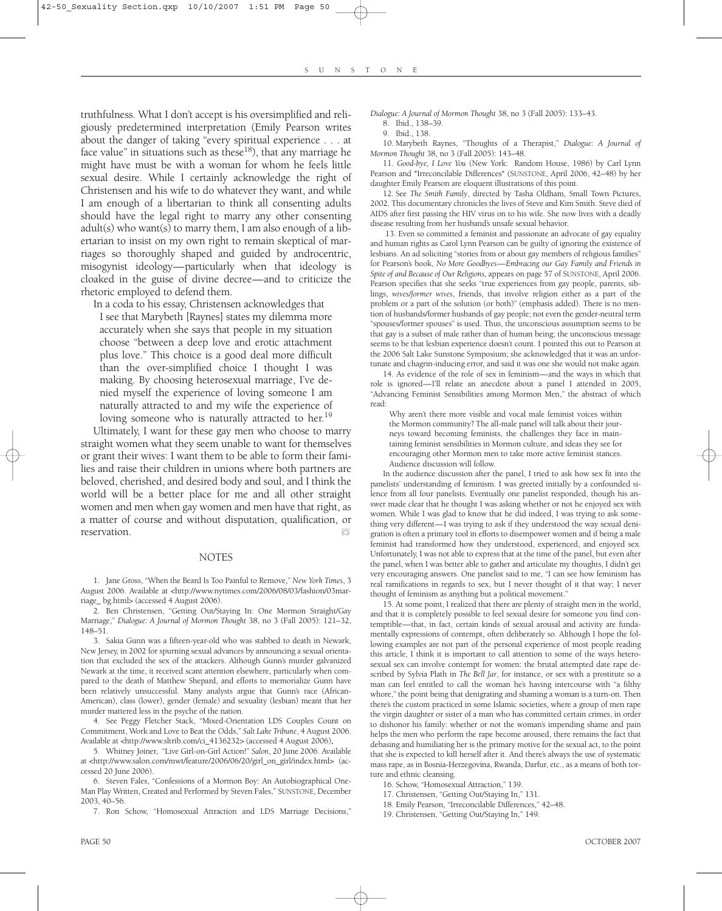truthfulness. What I don't accept is his oversimplified and religiously predetermined interpretation (Emily Pearson writes about the danger of taking "every spiritual experience . . . at face value" in situations such as these[18]), that any marriage he might have must be with a woman for whom he feels little sexual desire. While I certainly acknowledge the right of Christensen and his wife to do whatever they want, and while I am enough of a libertarian to think all consenting adults should have the legal right to marry any other consenting adult(s) who want(s) to marry them, I am also enough of a libertarian to insist on my own right to remain skeptical of marriages so thoroughly shaped and guided by androcentric, misogynist ideology—particularly when that ideology is cloaked in the guise of divine decree—and to criticize the rhetoric employed to defend them.

In a coda to his essay, Christensen acknowledges that

> I see that Marybeth [Raynes] states my dilemma more accurately when she says that people in my situation choose "between a deep love and erotic attachment plus love." This choice is a good deal more difficult than the over-simplified choice I thought I was making. By choosing heterosexual marriage, I've denied myself the experience of loving someone I am naturally attracted to and my wife the experience of loving someone who is naturally attracted to her.[19]

Ultimately, I want for these gay men who choose to marry straight women what they seem unable to want for themselves or grant their wives: I want them to be able to form their families and raise their children in unions where both partners are beloved, cherished, and desired body and soul, and I think the world will be a better place for me and all other straight women and men when gay women and men have that right, as a matter of course and without disputation, qualification, or reservation.

## NOTES

1. Jane Gross, "When the Beard Is Too Painful to Remove," *New York Times*, 3 August 2006. Available at <http://www.nytimes.com/2006/08/03/fashion/03marriage_ bg.html> (accessed 4 August 2006).

2. Ben Christensen, "Getting Out/Staying In: One Mormon Straight/Gay Marriage," *Dialogue: A Journal of Mormon Thought* 38, no 3 (Fall 2005): 121–32, 148–51.

3. Sakia Gunn was a fifteen-year-old who was stabbed to death in Newark, New Jersey, in 2002 for spurning sexual advances by announcing a sexual orientation that excluded the sex of the attackers. Although Gunn's murder galvanized Newark at the time, it received scant attention elsewhere, particularly when compared to the death of Matthew Shepard, and efforts to memorialize Gunn have been relatively unsuccessful. Many analysts argue that Gunn's race (African-American), class (lower), gender (female) and sexuality (lesbian) meant that her murder mattered less in the psyche of the nation.

4. See Peggy Fletcher Stack, "Mixed-Orientation LDS Couples Count on Commitment, Work and Love to Beat the Odds," *Salt Lake Tribune*, 4 August 2006. Available at <http://www.sltrib.com/ci_4136232> (accessed 4 August 2006).

5. Whitney Joiner, "Live Girl-on-Girl Action!" *Salon*, 20 June 2006. Available at <http://www.salon.com/mwt/feature/2006/06/20/girl_on_girl/index.html> (accessed 20 June 2006).

6. Steven Fales, "Confessions of a Mormon Boy: An Autobiographical One-Man Play Written, Created and Performed by Steven Fales," SUNSTONE, December 2003, 40–56.

7. Ron Schow, "Homosexual Attraction and LDS Marriage Decisions," *Dialogue: A Journal of Mormon Thought* 38, no 3 (Fall 2005): 133–43.

8. Ibid., 138–39.

9. Ibid., 138.

10. Marybeth Raynes, "Thoughts of a Therapist," *Dialogue: A Journal of Mormon Thought* 38, no 3 (Fall 2005): 143–48.

11. *Good-bye, I Love You* (New York: Random House, 1986) by Carl Lynn Pearson and "Irreconcilable Differences" (SUNSTONE, April 2006, 42–48) by her daughter Emily Pearson are eloquent illustrations of this point.

12. See *The Smith Family*, directed by Tasha Oldham, Small Town Pictures, 2002. This documentary chronicles the lives of Steve and Kim Smith. Steve died of AIDS after first passing the HIV virus on to his wife. She now lives with a deadly disease resulting from her husband's unsafe sexual behavior.

13. Even so committed a feminist and passionate an advocate of gay equality and human rights as Carol Lynn Pearson can be guilty of ignoring the existence of lesbians. An ad soliciting "stories from or about gay members of religious families" for Pearson's book, *No More Goodbyes—Embracing our Gay Family and Friends in Spite of and Because of Our Religions*, appears on page 57 of SUNSTONE, April 2006. Pearson specifies that she seeks "true experiences from gay people, parents, siblings, *wives/former wives*, friends, that involve religion either as a part of the problem or a part of the solution (or both)" (emphasis added). There is no mention of husbands/former husbands of gay people; not even the gender-neutral term "spouses/former spouses" is used. Thus, the unconscious assumption seems to be that gay is a subset of male rather than of human being; the unconscious message seems to be that lesbian experience doesn't count. I pointed this out to Pearson at the 2006 Salt Lake Sunstone Symposium; she acknowledged that it was an unfortunate and chagrin-inducing error, and said it was one she would not make again.

14. As evidence of the role of sex in feminism—and the ways in which that role is ignored—I'll relate an anecdote about a panel I attended in 2005, "Advancing Feminist Sensibilities among Mormon Men," the abstract of which read:

> Why aren't there more visible and vocal male feminist voices within the Mormon community? The all-male panel will talk about their journeys toward becoming feminists, the challenges they face in maintaining feminist sensibilities in Mormon culture, and ideas they see for encouraging other Mormon men to take more active feminist stances. Audience discussion will follow.

In the audience discussion after the panel, I tried to ask how sex fit into the panelists' understanding of feminism. I was greeted initially by a confounded silence from all four panelists. Eventually one panelist responded, though his answer made clear that he thought I was asking whether or not he enjoyed sex with women. While I was glad to know that he did indeed, I was trying to ask something very different—I was trying to ask if they understood the way sexual denigration is often a primary tool in efforts to disempower women and if being a male feminist had transformed how they understood, experienced, and enjoyed sex. Unfortunately, I was not able to express that at the time of the panel, but even after the panel, when I was better able to gather and articulate my thoughts, I didn't get very encouraging answers. One panelist said to me, "I can see how feminism has real ramifications in regards to sex, but I never thought of it that way; I never thought of feminism as anything but a political movement."

15. At some point, I realized that there are plenty of straight men in the world, and that it is completely possible to feel sexual desire for someone you find contemptible—that, in fact, certain kinds of sexual arousal and activity are fundamentally expressions of contempt, often deliberately so. Although I hope the following examples are not part of the personal experience of most people reading this article, I think it is important to call attention to some of the ways heterosexual sex can involve contempt for women: the brutal attempted date rape described by Sylvia Plath in *The Bell Jar*, for instance, or sex with a prostitute so a man can feel entitled to call the woman he's having intercourse with "a filthy whore," the point being that denigrating and shaming a woman is a turn-on. Then there's the custom practiced in some Islamic societies, where a group of men rape the virgin daughter or sister of a man who has committed certain crimes, in order to dishonor his family: whether or not the woman's impending shame and pain helps the men who perform the rape become aroused, there remains the fact that debasing and humiliating her is the primary motive for the sexual act, to the point that she is expected to kill herself after it. And there's always the use of systematic mass rape, as in Bosnia-Herzegovina, Rwanda, Darfur, etc., as a means of both torture and ethnic cleansing.

16. Schow, "Homosexual Attraction," 139.

17. Christensen, "Getting Out/Staying In," 131.

18. Emily Pearson, "Irreconcilable Differences," 42–48.

19. Christensen, "Getting Out/Staying In," 149.